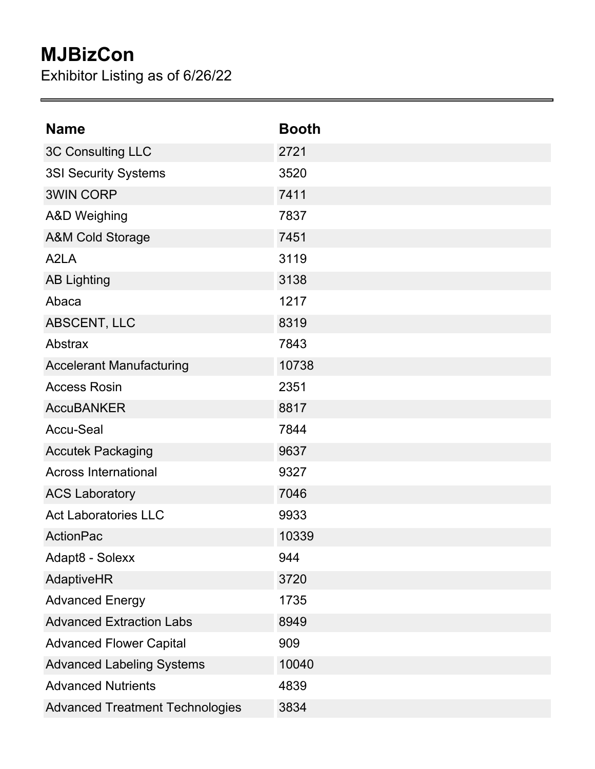# MJBizCon

Exhibitor Listing as of 6/26/22

| Name | Booth |
| --- | --- |
| 3C Consulting LLC | 2721 |
| 3SI Security Systems | 3520 |
| 3WIN CORP | 7411 |
| A&D Weighing | 7837 |
| A&M Cold Storage | 7451 |
| A2LA | 3119 |
| AB Lighting | 3138 |
| Abaca | 1217 |
| ABSCENT, LLC | 8319 |
| Abstrax | 7843 |
| Accelerant Manufacturing | 10738 |
| Access Rosin | 2351 |
| AccuBANKER | 8817 |
| Accu-Seal | 7844 |
| Accutek Packaging | 9637 |
| Across International | 9327 |
| ACS Laboratory | 7046 |
| Act Laboratories LLC | 9933 |
| ActionPac | 10339 |
| Adapt8 - Solexx | 944 |
| AdaptiveHR | 3720 |
| Advanced Energy | 1735 |
| Advanced Extraction Labs | 8949 |
| Advanced Flower Capital | 909 |
| Advanced Labeling Systems | 10040 |
| Advanced Nutrients | 4839 |
| Advanced Treatment Technologies | 3834 |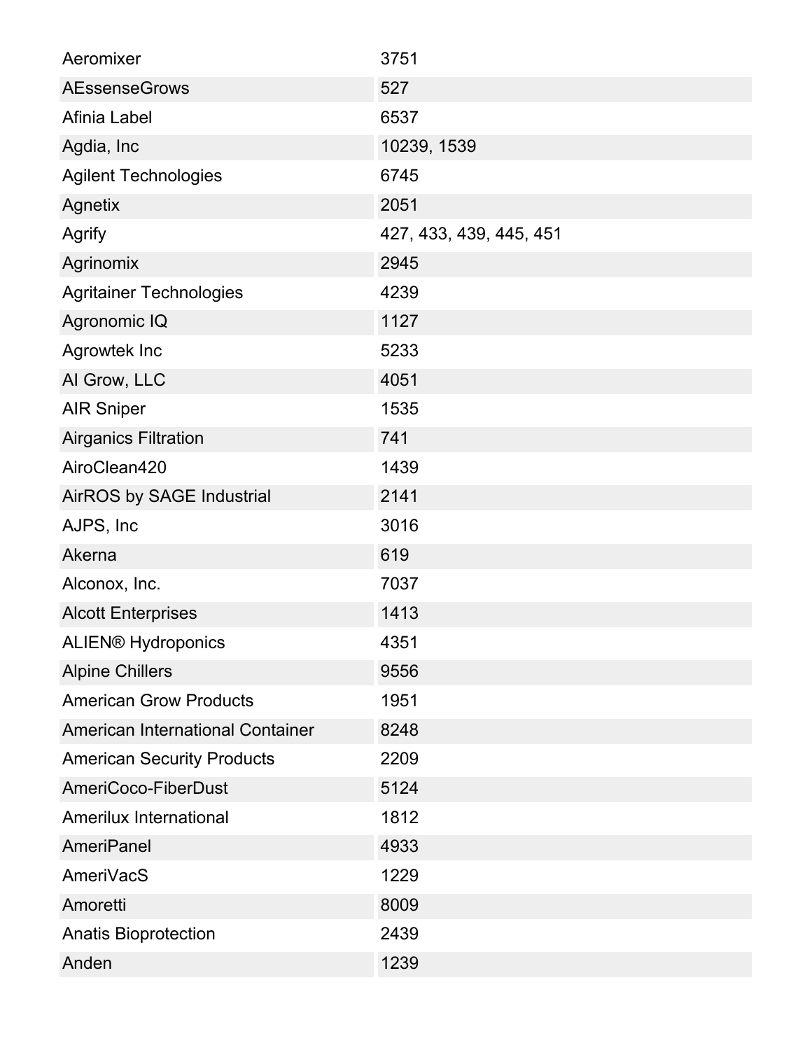| | |
|---|---|
| Aeromixer | 3751 |
| AEssenseGrows | 527 |
| Afinia Label | 6537 |
| Agdia, Inc | 10239, 1539 |
| Agilent Technologies | 6745 |
| Agnetix | 2051 |
| Agrify | 427, 433, 439, 445, 451 |
| Agrinomix | 2945 |
| Agritainer Technologies | 4239 |
| Agronomic IQ | 1127 |
| Agrowtek Inc | 5233 |
| AI Grow, LLC | 4051 |
| AIR Sniper | 1535 |
| Airganics Filtration | 741 |
| AiroClean420 | 1439 |
| AirROS by SAGE Industrial | 2141 |
| AJPS, Inc | 3016 |
| Akerna | 619 |
| Alconox, Inc. | 7037 |
| Alcott Enterprises | 1413 |
| ALIEN® Hydroponics | 4351 |
| Alpine Chillers | 9556 |
| American Grow Products | 1951 |
| American International Container | 8248 |
| American Security Products | 2209 |
| AmeriCoco-FiberDust | 5124 |
| Amerilux International | 1812 |
| AmeriPanel | 4933 |
| AmeriVacS | 1229 |
| Amoretti | 8009 |
| Anatis Bioprotection | 2439 |
| Anden | 1239 |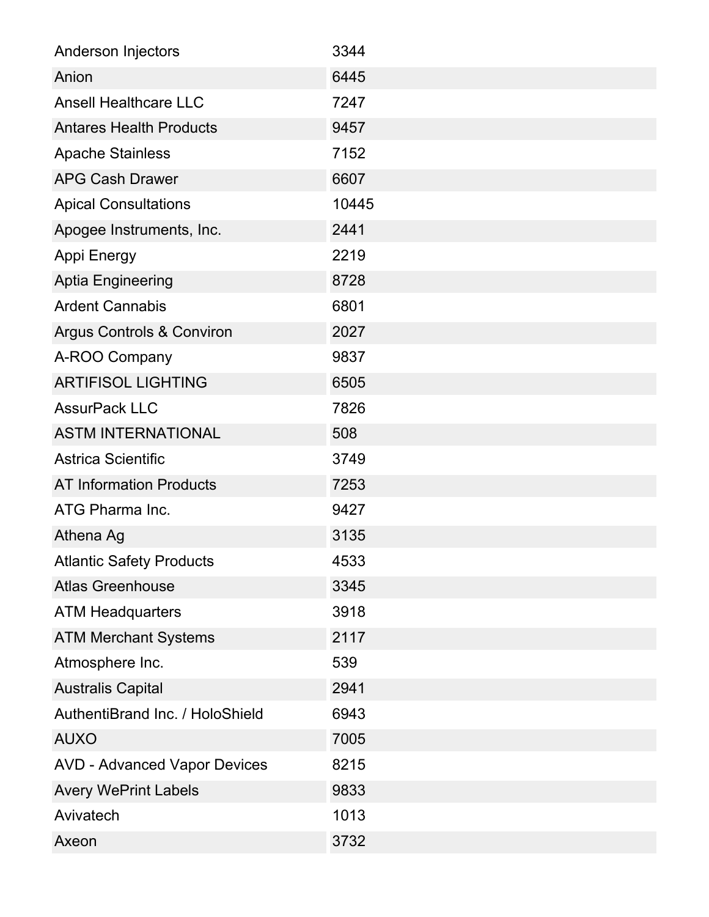| Anderson Injectors | 3344 |
|---|---|
| Anion | 6445 |
| Ansell Healthcare LLC | 7247 |
| Antares Health Products | 9457 |
| Apache Stainless | 7152 |
| APG Cash Drawer | 6607 |
| Apical Consultations | 10445 |
| Apogee Instruments, Inc. | 2441 |
| Appi Energy | 2219 |
| Aptia Engineering | 8728 |
| Ardent Cannabis | 6801 |
| Argus Controls & Conviron | 2027 |
| A-ROO Company | 9837 |
| ARTIFISOL LIGHTING | 6505 |
| AssurPack LLC | 7826 |
| ASTM INTERNATIONAL | 508 |
| Astrica Scientific | 3749 |
| AT Information Products | 7253 |
| ATG Pharma Inc. | 9427 |
| Athena Ag | 3135 |
| Atlantic Safety Products | 4533 |
| Atlas Greenhouse | 3345 |
| ATM Headquarters | 3918 |
| ATM Merchant Systems | 2117 |
| Atmosphere Inc. | 539 |
| Australis Capital | 2941 |
| AuthentiBrand Inc. / HoloShield | 6943 |
| AUXO | 7005 |
| AVD - Advanced Vapor Devices | 8215 |
| Avery WePrint Labels | 9833 |
| Avivatech | 1013 |
| Axeon | 3732 |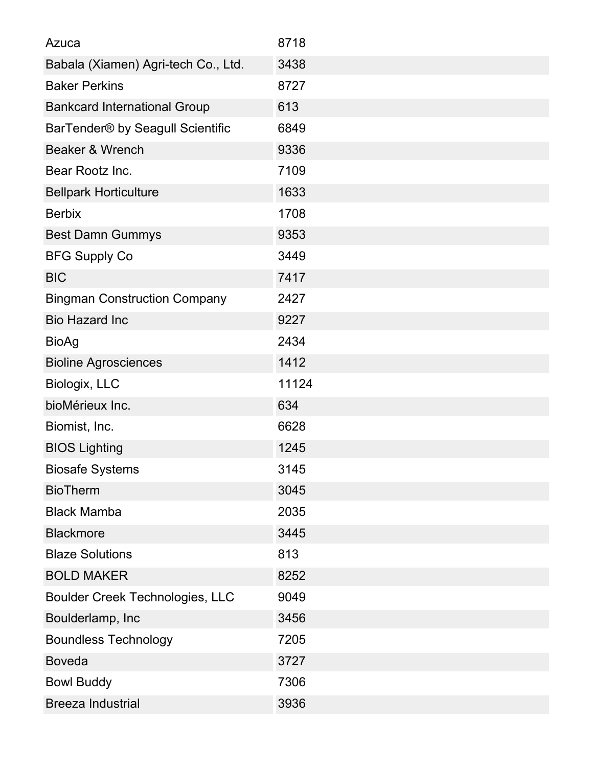| | |
|---|---|
| Azuca | 8718 |
| Babala (Xiamen) Agri-tech Co., Ltd. | 3438 |
| Baker Perkins | 8727 |
| Bankcard International Group | 613 |
| BarTender® by Seagull Scientific | 6849 |
| Beaker & Wrench | 9336 |
| Bear Rootz Inc. | 7109 |
| Bellpark Horticulture | 1633 |
| Berbix | 1708 |
| Best Damn Gummys | 9353 |
| BFG Supply Co | 3449 |
| BIC | 7417 |
| Bingman Construction Company | 2427 |
| Bio Hazard Inc | 9227 |
| BioAg | 2434 |
| Bioline Agrosciences | 1412 |
| Biologix, LLC | 11124 |
| bioMérieux Inc. | 634 |
| Biomist, Inc. | 6628 |
| BIOS Lighting | 1245 |
| Biosafe Systems | 3145 |
| BioTherm | 3045 |
| Black Mamba | 2035 |
| Blackmore | 3445 |
| Blaze Solutions | 813 |
| BOLD MAKER | 8252 |
| Boulder Creek Technologies, LLC | 9049 |
| Boulderlamp, Inc | 3456 |
| Boundless Technology | 7205 |
| Boveda | 3727 |
| Bowl Buddy | 7306 |
| Breeza Industrial | 3936 |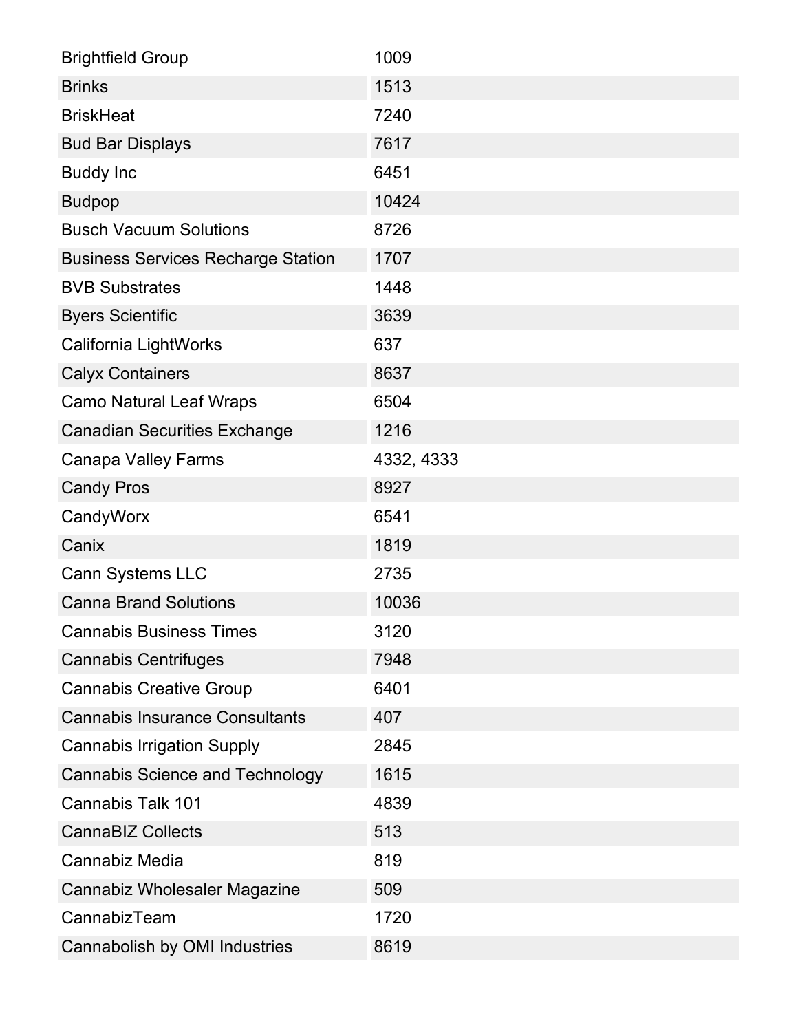| | |
|---|---|
| Brightfield Group | 1009 |
| Brinks | 1513 |
| BriskHeat | 7240 |
| Bud Bar Displays | 7617 |
| Buddy Inc | 6451 |
| Budpop | 10424 |
| Busch Vacuum Solutions | 8726 |
| Business Services Recharge Station | 1707 |
| BVB Substrates | 1448 |
| Byers Scientific | 3639 |
| California LightWorks | 637 |
| Calyx Containers | 8637 |
| Camo Natural Leaf Wraps | 6504 |
| Canadian Securities Exchange | 1216 |
| Canapa Valley Farms | 4332, 4333 |
| Candy Pros | 8927 |
| CandyWorx | 6541 |
| Canix | 1819 |
| Cann Systems LLC | 2735 |
| Canna Brand Solutions | 10036 |
| Cannabis Business Times | 3120 |
| Cannabis Centrifuges | 7948 |
| Cannabis Creative Group | 6401 |
| Cannabis Insurance Consultants | 407 |
| Cannabis Irrigation Supply | 2845 |
| Cannabis Science and Technology | 1615 |
| Cannabis Talk 101 | 4839 |
| CannaBIZ Collects | 513 |
| Cannabiz Media | 819 |
| Cannabiz Wholesaler Magazine | 509 |
| CannabizTeam | 1720 |
| Cannabolish by OMI Industries | 8619 |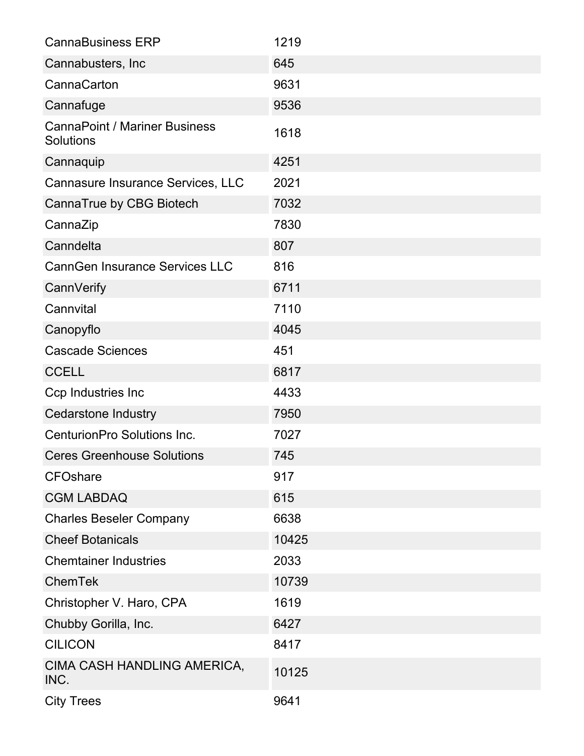| | |
|---|---|
| CannaBusiness ERP | 1219 |
| Cannabusters, Inc | 645 |
| CannaCarton | 9631 |
| Cannafuge | 9536 |
| CannaPoint / Mariner Business Solutions | 1618 |
| Cannaquip | 4251 |
| Cannasure Insurance Services, LLC | 2021 |
| CannaTrue by CBG Biotech | 7032 |
| CannaZip | 7830 |
| Canndelta | 807 |
| CannGen Insurance Services LLC | 816 |
| CannVerify | 6711 |
| Cannvital | 7110 |
| Canopyflo | 4045 |
| Cascade Sciences | 451 |
| CCELL | 6817 |
| Ccp Industries Inc | 4433 |
| Cedarstone Industry | 7950 |
| CenturionPro Solutions Inc. | 7027 |
| Ceres Greenhouse Solutions | 745 |
| CFOshare | 917 |
| CGM LABDAQ | 615 |
| Charles Beseler Company | 6638 |
| Cheef Botanicals | 10425 |
| Chemtainer Industries | 2033 |
| ChemTek | 10739 |
| Christopher V. Haro, CPA | 1619 |
| Chubby Gorilla, Inc. | 6427 |
| CILICON | 8417 |
| CIMA CASH HANDLING AMERICA, INC. | 10125 |
| City Trees | 9641 |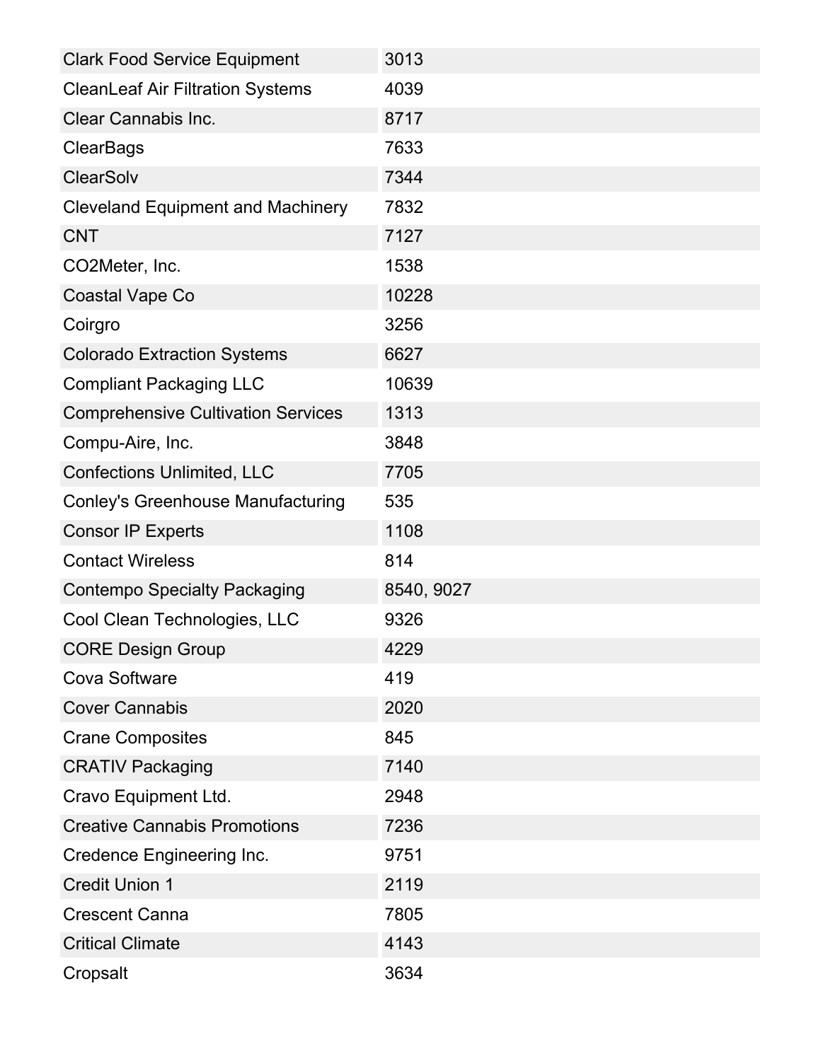| | |
|---|---|
| Clark Food Service Equipment | 3013 |
| CleanLeaf Air Filtration Systems | 4039 |
| Clear Cannabis Inc. | 8717 |
| ClearBags | 7633 |
| ClearSolv | 7344 |
| Cleveland Equipment and Machinery | 7832 |
| CNT | 7127 |
| CO2Meter, Inc. | 1538 |
| Coastal Vape Co | 10228 |
| Coirgro | 3256 |
| Colorado Extraction Systems | 6627 |
| Compliant Packaging LLC | 10639 |
| Comprehensive Cultivation Services | 1313 |
| Compu-Aire, Inc. | 3848 |
| Confections Unlimited, LLC | 7705 |
| Conley's Greenhouse Manufacturing | 535 |
| Consor IP Experts | 1108 |
| Contact Wireless | 814 |
| Contempo Specialty Packaging | 8540, 9027 |
| Cool Clean Technologies, LLC | 9326 |
| CORE Design Group | 4229 |
| Cova Software | 419 |
| Cover Cannabis | 2020 |
| Crane Composites | 845 |
| CRATIV Packaging | 7140 |
| Cravo Equipment Ltd. | 2948 |
| Creative Cannabis Promotions | 7236 |
| Credence Engineering Inc. | 9751 |
| Credit Union 1 | 2119 |
| Crescent Canna | 7805 |
| Critical Climate | 4143 |
| Cropsalt | 3634 |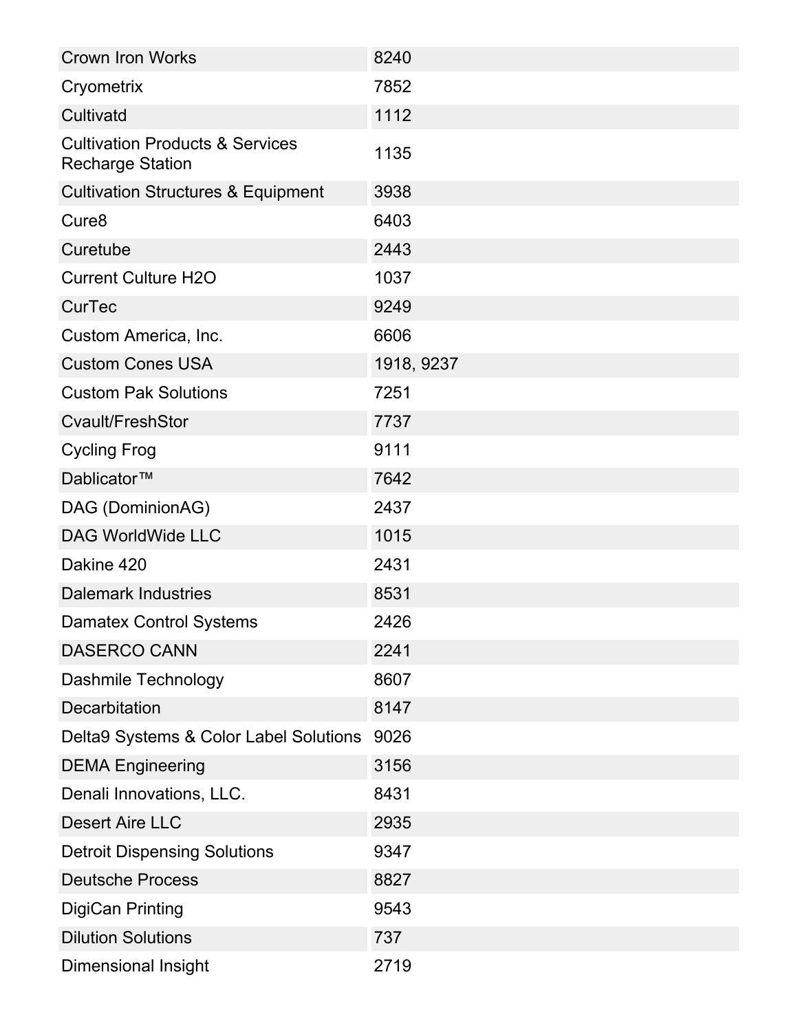| | |
|---|---|
| Crown Iron Works | 8240 |
| Cryometrix | 7852 |
| Cultivatd | 1112 |
| Cultivation Products & Services Recharge Station | 1135 |
| Cultivation Structures & Equipment | 3938 |
| Cure8 | 6403 |
| Curetube | 2443 |
| Current Culture H2O | 1037 |
| CurTec | 9249 |
| Custom America, Inc. | 6606 |
| Custom Cones USA | 1918, 9237 |
| Custom Pak Solutions | 7251 |
| Cvault/FreshStor | 7737 |
| Cycling Frog | 9111 |
| Dablicator™ | 7642 |
| DAG (DominionAG) | 2437 |
| DAG WorldWide LLC | 1015 |
| Dakine 420 | 2431 |
| Dalemark Industries | 8531 |
| Damatex Control Systems | 2426 |
| DASERCO CANN | 2241 |
| Dashmile Technology | 8607 |
| Decarbitation | 8147 |
| Delta9 Systems & Color Label Solutions | 9026 |
| DEMA Engineering | 3156 |
| Denali Innovations, LLC. | 8431 |
| Desert Aire LLC | 2935 |
| Detroit Dispensing Solutions | 9347 |
| Deutsche Process | 8827 |
| DigiCan Printing | 9543 |
| Dilution Solutions | 737 |
| Dimensional Insight | 2719 |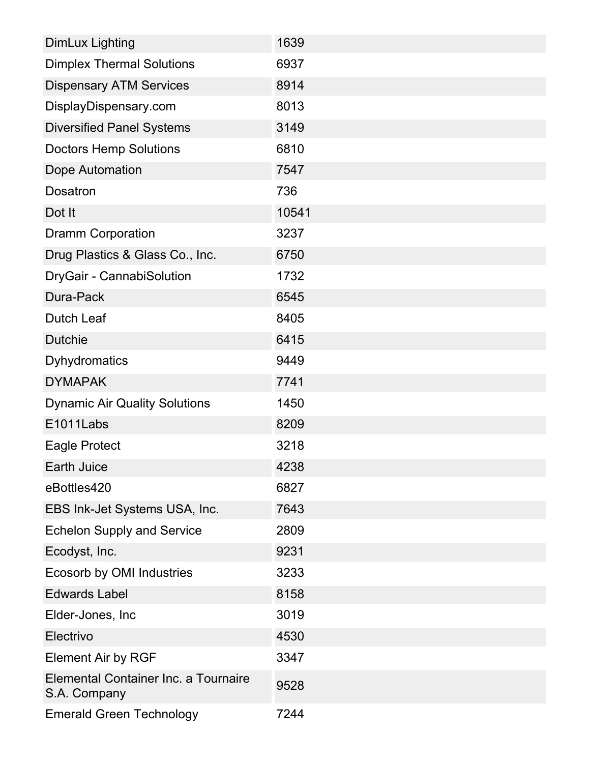| | |
|---|---|
| DimLux Lighting | 1639 |
| Dimplex Thermal Solutions | 6937 |
| Dispensary ATM Services | 8914 |
| DisplayDispensary.com | 8013 |
| Diversified Panel Systems | 3149 |
| Doctors Hemp Solutions | 6810 |
| Dope Automation | 7547 |
| Dosatron | 736 |
| Dot It | 10541 |
| Dramm Corporation | 3237 |
| Drug Plastics & Glass Co., Inc. | 6750 |
| DryGair - CannabiSolution | 1732 |
| Dura-Pack | 6545 |
| Dutch Leaf | 8405 |
| Dutchie | 6415 |
| Dyhydromatics | 9449 |
| DYMAPAK | 7741 |
| Dynamic Air Quality Solutions | 1450 |
| E1011Labs | 8209 |
| Eagle Protect | 3218 |
| Earth Juice | 4238 |
| eBottles420 | 6827 |
| EBS Ink-Jet Systems USA, Inc. | 7643 |
| Echelon Supply and Service | 2809 |
| Ecodyst, Inc. | 9231 |
| Ecosorb by OMI Industries | 3233 |
| Edwards Label | 8158 |
| Elder-Jones, Inc | 3019 |
| Electrivo | 4530 |
| Element Air by RGF | 3347 |
| Elemental Container Inc. a Tournaire S.A. Company | 9528 |
| Emerald Green Technology | 7244 |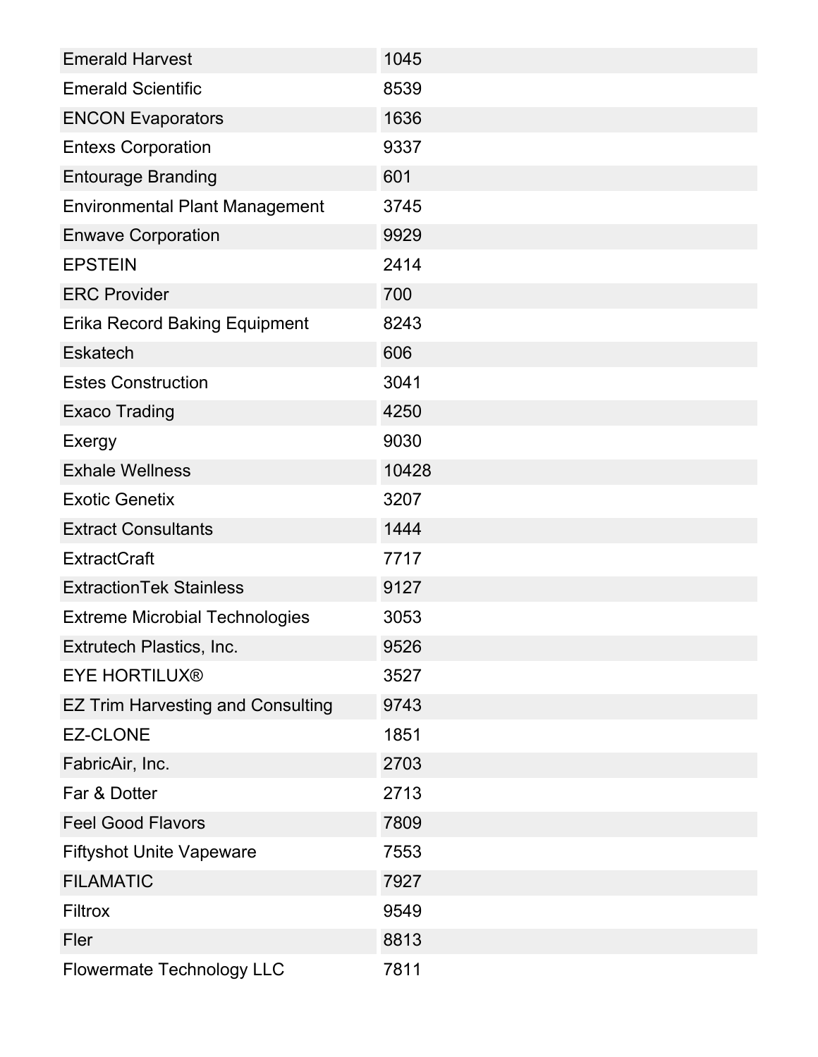| | |
|---|---|
| Emerald Harvest | 1045 |
| Emerald Scientific | 8539 |
| ENCON Evaporators | 1636 |
| Entexs Corporation | 9337 |
| Entourage Branding | 601 |
| Environmental Plant Management | 3745 |
| Enwave Corporation | 9929 |
| EPSTEIN | 2414 |
| ERC Provider | 700 |
| Erika Record Baking Equipment | 8243 |
| Eskatech | 606 |
| Estes Construction | 3041 |
| Exaco Trading | 4250 |
| Exergy | 9030 |
| Exhale Wellness | 10428 |
| Exotic Genetix | 3207 |
| Extract Consultants | 1444 |
| ExtractCraft | 7717 |
| ExtractionTek Stainless | 9127 |
| Extreme Microbial Technologies | 3053 |
| Extrutech Plastics, Inc. | 9526 |
| EYE HORTILUX® | 3527 |
| EZ Trim Harvesting and Consulting | 9743 |
| EZ-CLONE | 1851 |
| FabricAir, Inc. | 2703 |
| Far & Dotter | 2713 |
| Feel Good Flavors | 7809 |
| Fiftyshot Unite Vapeware | 7553 |
| FILAMATIC | 7927 |
| Filtrox | 9549 |
| Fler | 8813 |
| Flowermate Technology LLC | 7811 |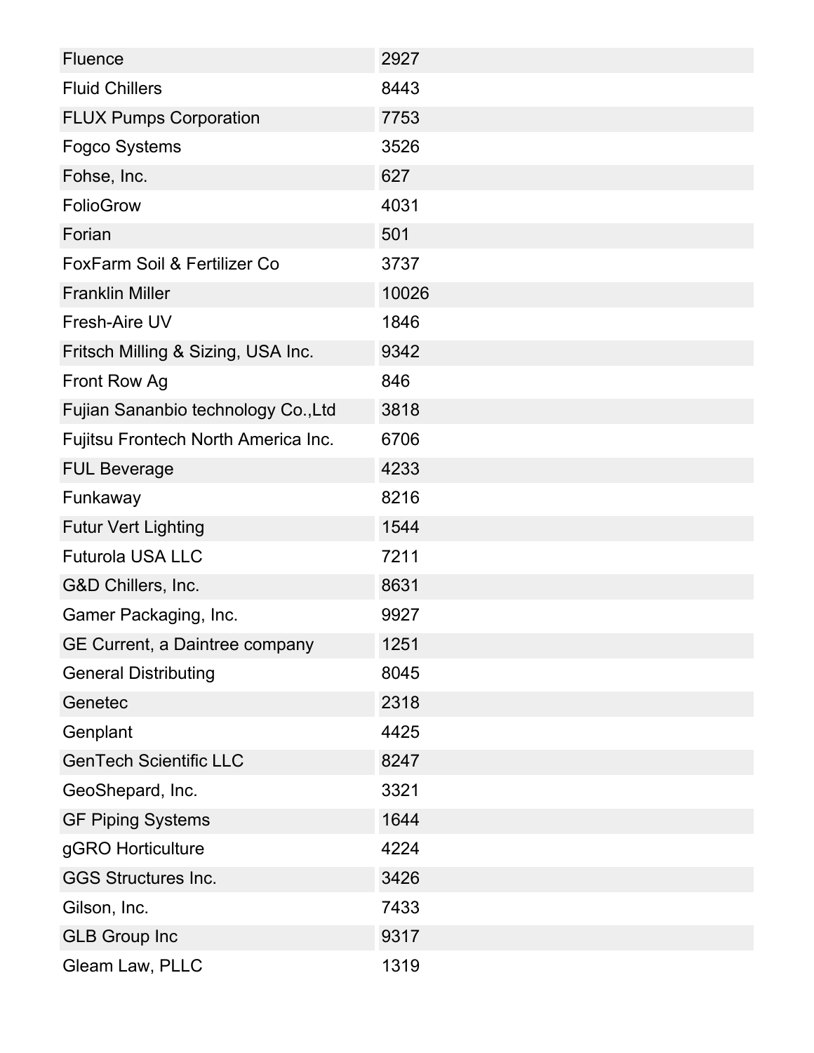| Fluence | 2927 |
|---|---|
| Fluid Chillers | 8443 |
| FLUX Pumps Corporation | 7753 |
| Fogco Systems | 3526 |
| Fohse, Inc. | 627 |
| FolioGrow | 4031 |
| Forian | 501 |
| FoxFarm Soil & Fertilizer Co | 3737 |
| Franklin Miller | 10026 |
| Fresh-Aire UV | 1846 |
| Fritsch Milling & Sizing, USA Inc. | 9342 |
| Front Row Ag | 846 |
| Fujian Sananbio technology Co.,Ltd | 3818 |
| Fujitsu Frontech North America Inc. | 6706 |
| FUL Beverage | 4233 |
| Funkaway | 8216 |
| Futur Vert Lighting | 1544 |
| Futurola USA LLC | 7211 |
| G&D Chillers, Inc. | 8631 |
| Gamer Packaging, Inc. | 9927 |
| GE Current, a Daintree company | 1251 |
| General Distributing | 8045 |
| Genetec | 2318 |
| Genplant | 4425 |
| GenTech Scientific LLC | 8247 |
| GeoShepard, Inc. | 3321 |
| GF Piping Systems | 1644 |
| gGRO Horticulture | 4224 |
| GGS Structures Inc. | 3426 |
| Gilson, Inc. | 7433 |
| GLB Group Inc | 9317 |
| Gleam Law, PLLC | 1319 |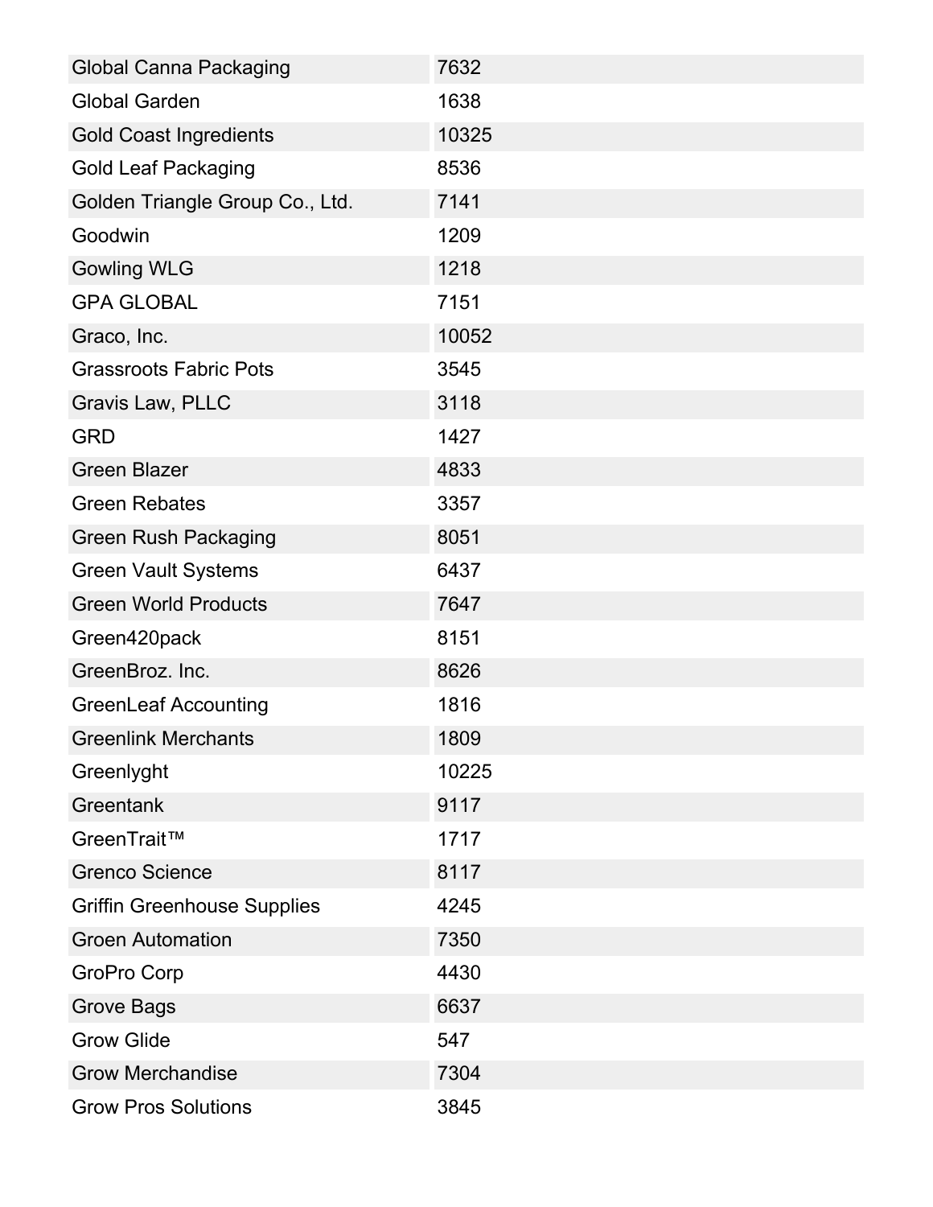| | |
|---|---|
| Global Canna Packaging | 7632 |
| Global Garden | 1638 |
| Gold Coast Ingredients | 10325 |
| Gold Leaf Packaging | 8536 |
| Golden Triangle Group Co., Ltd. | 7141 |
| Goodwin | 1209 |
| Gowling WLG | 1218 |
| GPA GLOBAL | 7151 |
| Graco, Inc. | 10052 |
| Grassroots Fabric Pots | 3545 |
| Gravis Law, PLLC | 3118 |
| GRD | 1427 |
| Green Blazer | 4833 |
| Green Rebates | 3357 |
| Green Rush Packaging | 8051 |
| Green Vault Systems | 6437 |
| Green World Products | 7647 |
| Green420pack | 8151 |
| GreenBroz. Inc. | 8626 |
| GreenLeaf Accounting | 1816 |
| Greenlink Merchants | 1809 |
| Greenlyght | 10225 |
| Greentank | 9117 |
| GreenTrait™ | 1717 |
| Grenco Science | 8117 |
| Griffin Greenhouse Supplies | 4245 |
| Groen Automation | 7350 |
| GroPro Corp | 4430 |
| Grove Bags | 6637 |
| Grow Glide | 547 |
| Grow Merchandise | 7304 |
| Grow Pros Solutions | 3845 |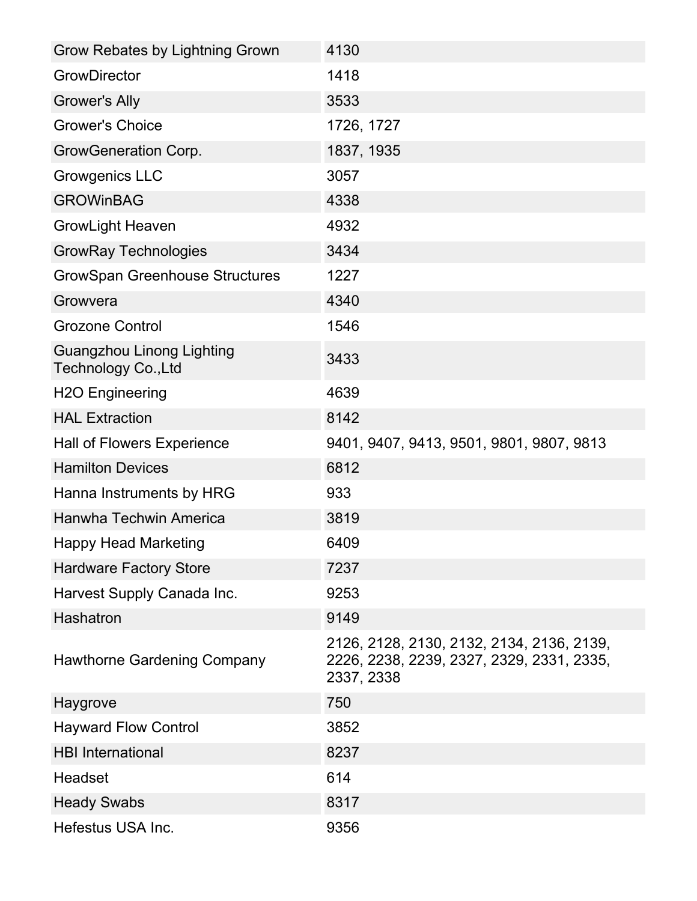| | |
|---|---|
| Grow Rebates by Lightning Grown | 4130 |
| GrowDirector | 1418 |
| Grower's Ally | 3533 |
| Grower's Choice | 1726, 1727 |
| GrowGeneration Corp. | 1837, 1935 |
| Growgenics LLC | 3057 |
| GROWinBAG | 4338 |
| GrowLight Heaven | 4932 |
| GrowRay Technologies | 3434 |
| GrowSpan Greenhouse Structures | 1227 |
| Growvera | 4340 |
| Grozone Control | 1546 |
| Guangzhou Linong Lighting Technology Co.,Ltd | 3433 |
| H2O Engineering | 4639 |
| HAL Extraction | 8142 |
| Hall of Flowers Experience | 9401, 9407, 9413, 9501, 9801, 9807, 9813 |
| Hamilton Devices | 6812 |
| Hanna Instruments by HRG | 933 |
| Hanwha Techwin America | 3819 |
| Happy Head Marketing | 6409 |
| Hardware Factory Store | 7237 |
| Harvest Supply Canada Inc. | 9253 |
| Hashatron | 9149 |
| Hawthorne Gardening Company | 2126, 2128, 2130, 2132, 2134, 2136, 2139, 2226, 2238, 2239, 2327, 2329, 2331, 2335, 2337, 2338 |
| Haygrove | 750 |
| Hayward Flow Control | 3852 |
| HBI International | 8237 |
| Headset | 614 |
| Heady Swabs | 8317 |
| Hefestus USA Inc. | 9356 |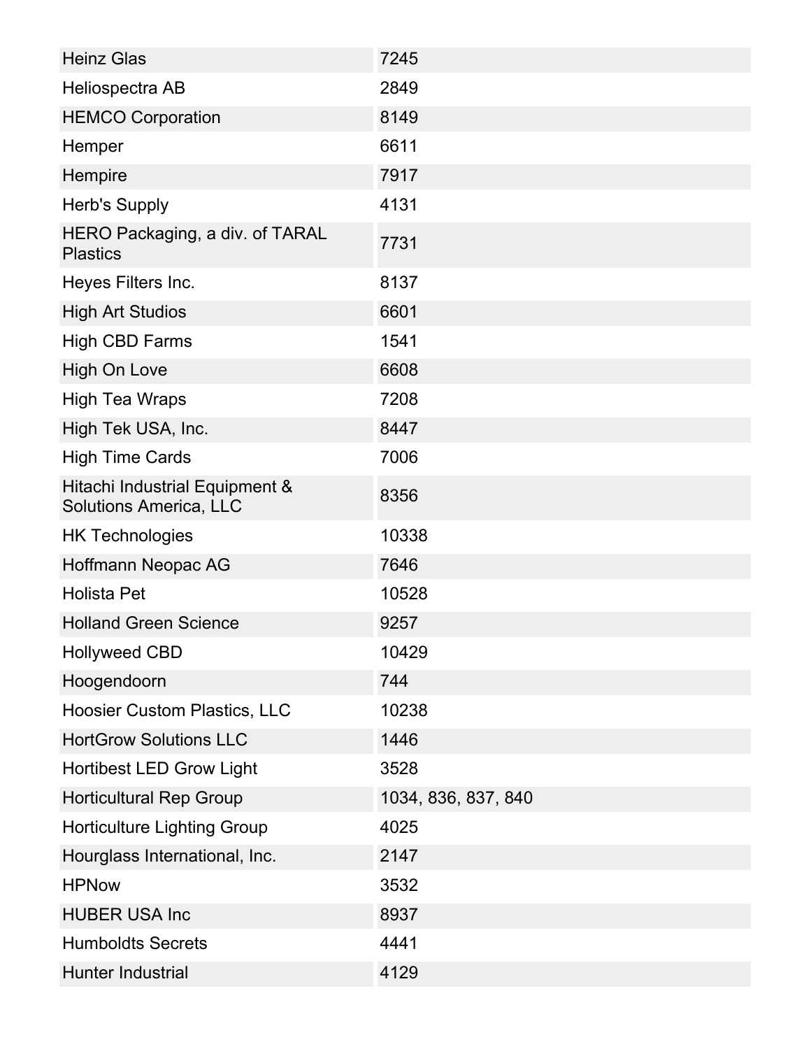| | |
|---|---|
| Heinz Glas | 7245 |
| Heliospectra AB | 2849 |
| HEMCO Corporation | 8149 |
| Hemper | 6611 |
| Hempire | 7917 |
| Herb's Supply | 4131 |
| HERO Packaging, a div. of TARAL Plastics | 7731 |
| Heyes Filters Inc. | 8137 |
| High Art Studios | 6601 |
| High CBD Farms | 1541 |
| High On Love | 6608 |
| High Tea Wraps | 7208 |
| High Tek USA, Inc. | 8447 |
| High Time Cards | 7006 |
| Hitachi Industrial Equipment & Solutions America, LLC | 8356 |
| HK Technologies | 10338 |
| Hoffmann Neopac AG | 7646 |
| Holista Pet | 10528 |
| Holland Green Science | 9257 |
| Hollyweed CBD | 10429 |
| Hoogendoorn | 744 |
| Hoosier Custom Plastics, LLC | 10238 |
| HortGrow Solutions LLC | 1446 |
| Hortibest LED Grow Light | 3528 |
| Horticultural Rep Group | 1034, 836, 837, 840 |
| Horticulture Lighting Group | 4025 |
| Hourglass International, Inc. | 2147 |
| HPNow | 3532 |
| HUBER USA Inc | 8937 |
| Humboldts Secrets | 4441 |
| Hunter Industrial | 4129 |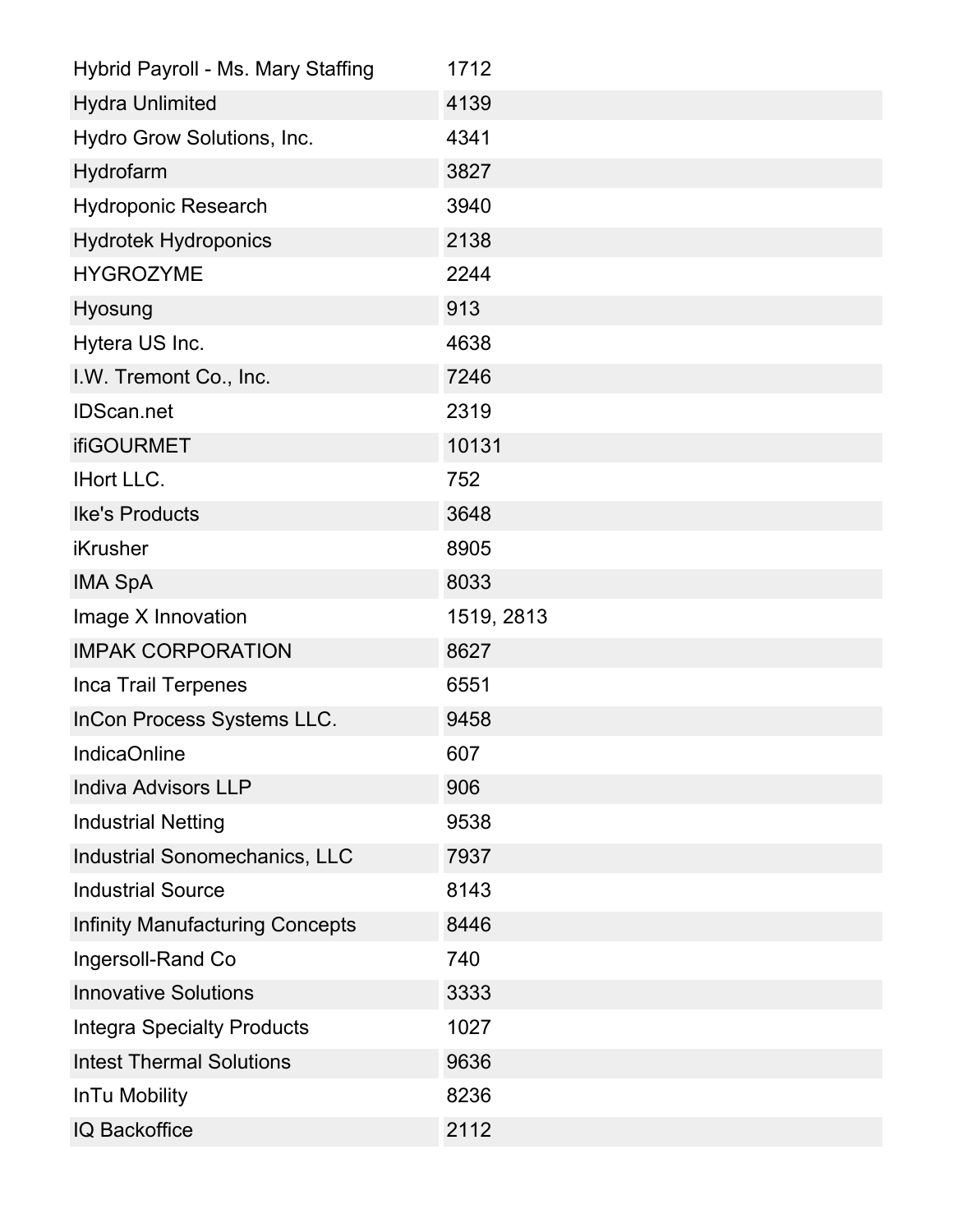| | |
|---|---|
| Hybrid Payroll - Ms. Mary Staffing | 1712 |
| Hydra Unlimited | 4139 |
| Hydro Grow Solutions, Inc. | 4341 |
| Hydrofarm | 3827 |
| Hydroponic Research | 3940 |
| Hydrotek Hydroponics | 2138 |
| HYGROZYME | 2244 |
| Hyosung | 913 |
| Hytera US Inc. | 4638 |
| I.W. Tremont Co., Inc. | 7246 |
| IDScan.net | 2319 |
| ifiGOURMET | 10131 |
| IHort LLC. | 752 |
| Ike's Products | 3648 |
| iKrusher | 8905 |
| IMA SpA | 8033 |
| Image X Innovation | 1519, 2813 |
| IMPAK CORPORATION | 8627 |
| Inca Trail Terpenes | 6551 |
| InCon Process Systems LLC. | 9458 |
| IndicaOnline | 607 |
| Indiva Advisors LLP | 906 |
| Industrial Netting | 9538 |
| Industrial Sonomechanics, LLC | 7937 |
| Industrial Source | 8143 |
| Infinity Manufacturing Concepts | 8446 |
| Ingersoll-Rand Co | 740 |
| Innovative Solutions | 3333 |
| Integra Specialty Products | 1027 |
| Intest Thermal Solutions | 9636 |
| InTu Mobility | 8236 |
| IQ Backoffice | 2112 |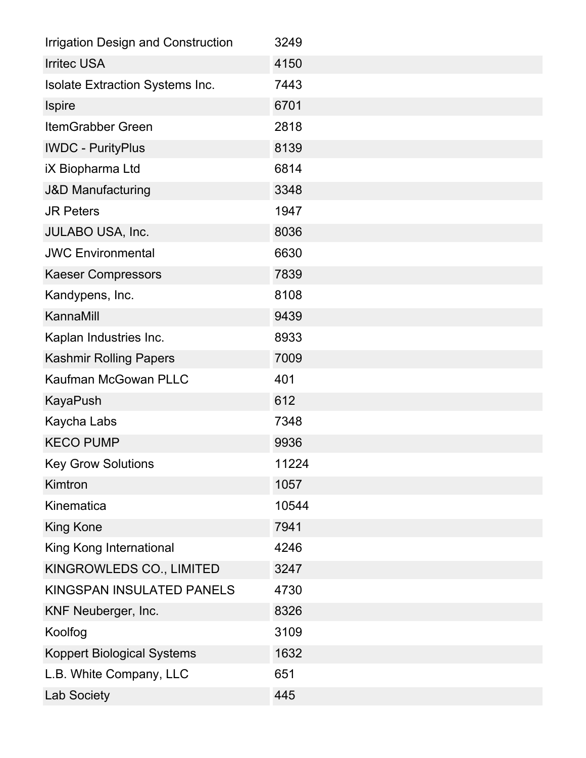| | |
|---|---|
| Irrigation Design and Construction | 3249 |
| Irritec USA | 4150 |
| Isolate Extraction Systems Inc. | 7443 |
| Ispire | 6701 |
| ItemGrabber Green | 2818 |
| IWDC - PurityPlus | 8139 |
| iX Biopharma Ltd | 6814 |
| J&D Manufacturing | 3348 |
| JR Peters | 1947 |
| JULABO USA, Inc. | 8036 |
| JWC Environmental | 6630 |
| Kaeser Compressors | 7839 |
| Kandypens, Inc. | 8108 |
| KannaMill | 9439 |
| Kaplan Industries Inc. | 8933 |
| Kashmir Rolling Papers | 7009 |
| Kaufman McGowan PLLC | 401 |
| KayaPush | 612 |
| Kaycha Labs | 7348 |
| KECO PUMP | 9936 |
| Key Grow Solutions | 11224 |
| Kimtron | 1057 |
| Kinematica | 10544 |
| King Kone | 7941 |
| King Kong International | 4246 |
| KINGROWLEDS CO., LIMITED | 3247 |
| KINGSPAN INSULATED PANELS | 4730 |
| KNF Neuberger, Inc. | 8326 |
| Koolfog | 3109 |
| Koppert Biological Systems | 1632 |
| L.B. White Company, LLC | 651 |
| Lab Society | 445 |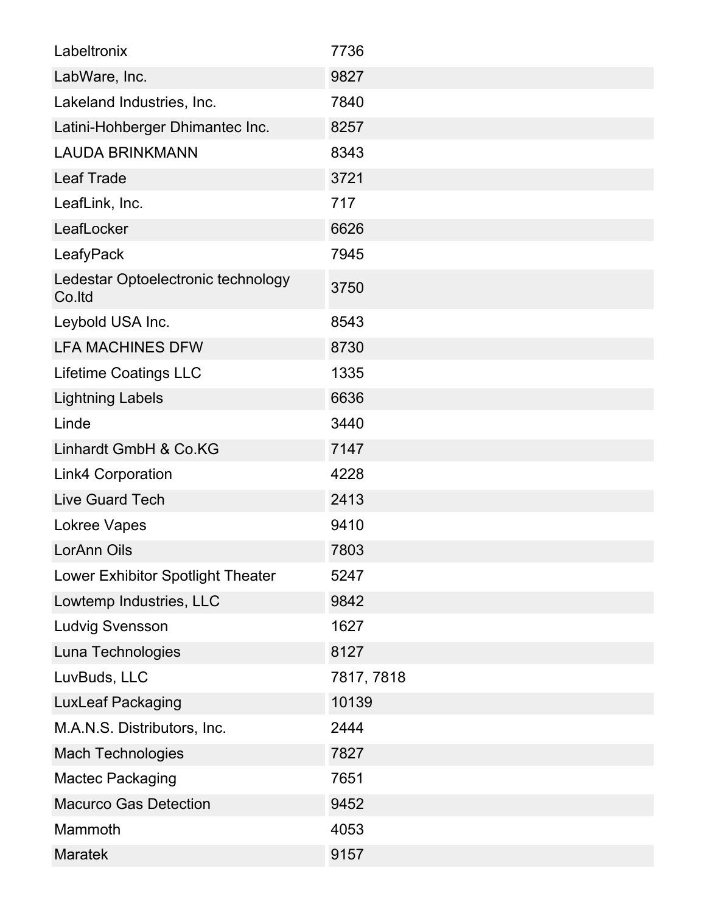| | |
|---|---|
| Labeltronix | 7736 |
| LabWare, Inc. | 9827 |
| Lakeland Industries, Inc. | 7840 |
| Latini-Hohberger Dhimantec Inc. | 8257 |
| LAUDA BRINKMANN | 8343 |
| Leaf Trade | 3721 |
| LeafLink, Inc. | 717 |
| LeafLocker | 6626 |
| LeafyPack | 7945 |
| Ledestar Optoelectronic technology Co.ltd | 3750 |
| Leybold USA Inc. | 8543 |
| LFA MACHINES DFW | 8730 |
| Lifetime Coatings LLC | 1335 |
| Lightning Labels | 6636 |
| Linde | 3440 |
| Linhardt GmbH & Co.KG | 7147 |
| Link4 Corporation | 4228 |
| Live Guard Tech | 2413 |
| Lokree Vapes | 9410 |
| LorAnn Oils | 7803 |
| Lower Exhibitor Spotlight Theater | 5247 |
| Lowtemp Industries, LLC | 9842 |
| Ludvig Svensson | 1627 |
| Luna Technologies | 8127 |
| LuvBuds, LLC | 7817, 7818 |
| LuxLeaf Packaging | 10139 |
| M.A.N.S. Distributors, Inc. | 2444 |
| Mach Technologies | 7827 |
| Mactec Packaging | 7651 |
| Macurco Gas Detection | 9452 |
| Mammoth | 4053 |
| Maratek | 9157 |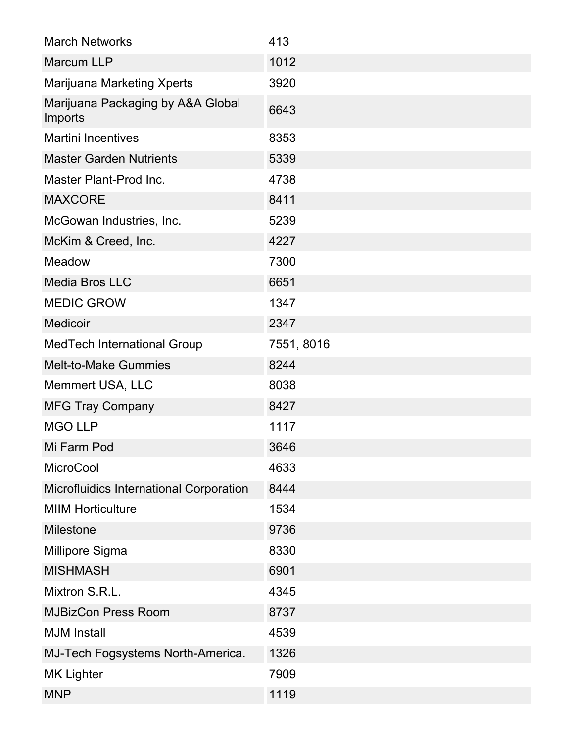| | |
|---|---|
| March Networks | 413 |
| Marcum LLP | 1012 |
| Marijuana Marketing Xperts | 3920 |
| Marijuana Packaging by A&A Global Imports | 6643 |
| Martini Incentives | 8353 |
| Master Garden Nutrients | 5339 |
| Master Plant-Prod Inc. | 4738 |
| MAXCORE | 8411 |
| McGowan Industries, Inc. | 5239 |
| McKim & Creed, Inc. | 4227 |
| Meadow | 7300 |
| Media Bros LLC | 6651 |
| MEDIC GROW | 1347 |
| Medicoir | 2347 |
| MedTech International Group | 7551, 8016 |
| Melt-to-Make Gummies | 8244 |
| Memmert USA, LLC | 8038 |
| MFG Tray Company | 8427 |
| MGO LLP | 1117 |
| Mi Farm Pod | 3646 |
| MicroCool | 4633 |
| Microfluidics International Corporation | 8444 |
| MIIM Horticulture | 1534 |
| Milestone | 9736 |
| Millipore Sigma | 8330 |
| MISHMASH | 6901 |
| Mixtron S.R.L. | 4345 |
| MJBizCon Press Room | 8737 |
| MJM Install | 4539 |
| MJ-Tech Fogsystems North-America. | 1326 |
| MK Lighter | 7909 |
| MNP | 1119 |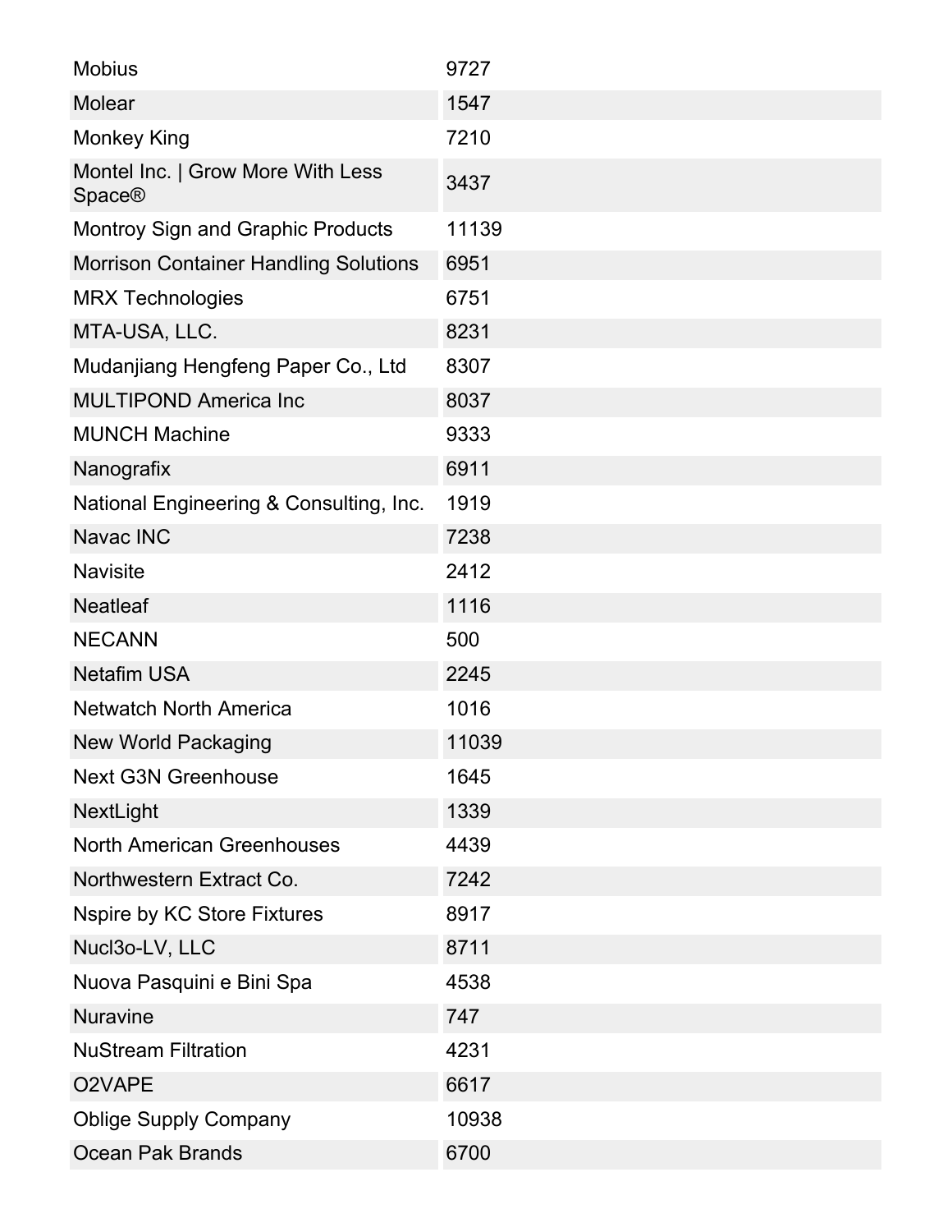| Mobius | 9727 |
| --- | --- |
| Molear | 1547 |
| Monkey King | 7210 |
| Montel Inc. \| Grow More With Less Space® | 3437 |
| Montroy Sign and Graphic Products | 11139 |
| Morrison Container Handling Solutions | 6951 |
| MRX Technologies | 6751 |
| MTA-USA, LLC. | 8231 |
| Mudanjiang Hengfeng Paper Co., Ltd | 8307 |
| MULTIPOND America Inc | 8037 |
| MUNCH Machine | 9333 |
| Nanografix | 6911 |
| National Engineering & Consulting, Inc. | 1919 |
| Navac INC | 7238 |
| Navisite | 2412 |
| Neatleaf | 1116 |
| NECANN | 500 |
| Netafim USA | 2245 |
| Netwatch North America | 1016 |
| New World Packaging | 11039 |
| Next G3N Greenhouse | 1645 |
| NextLight | 1339 |
| North American Greenhouses | 4439 |
| Northwestern Extract Co. | 7242 |
| Nspire by KC Store Fixtures | 8917 |
| Nucl3o-LV, LLC | 8711 |
| Nuova Pasquini e Bini Spa | 4538 |
| Nuravine | 747 |
| NuStream Filtration | 4231 |
| O2VAPE | 6617 |
| Oblige Supply Company | 10938 |
| Ocean Pak Brands | 6700 |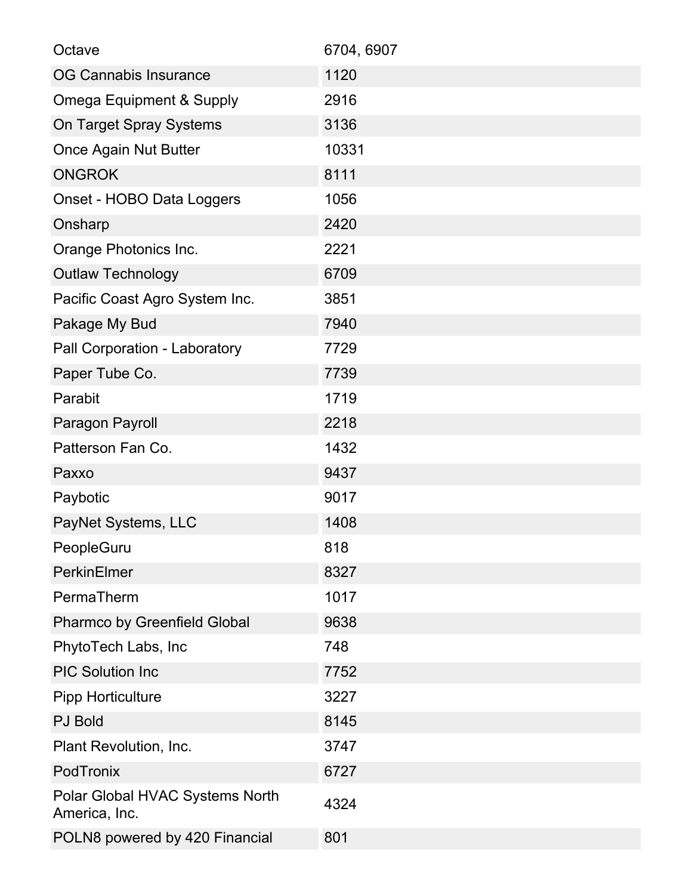| | |
|---|---|
| Octave | 6704, 6907 |
| OG Cannabis Insurance | 1120 |
| Omega Equipment & Supply | 2916 |
| On Target Spray Systems | 3136 |
| Once Again Nut Butter | 10331 |
| ONGROK | 8111 |
| Onset - HOBO Data Loggers | 1056 |
| Onsharp | 2420 |
| Orange Photonics Inc. | 2221 |
| Outlaw Technology | 6709 |
| Pacific Coast Agro System Inc. | 3851 |
| Pakage My Bud | 7940 |
| Pall Corporation - Laboratory | 7729 |
| Paper Tube Co. | 7739 |
| Parabit | 1719 |
| Paragon Payroll | 2218 |
| Patterson Fan Co. | 1432 |
| Paxxo | 9437 |
| Paybotic | 9017 |
| PayNet Systems, LLC | 1408 |
| PeopleGuru | 818 |
| PerkinElmer | 8327 |
| PermaTherm | 1017 |
| Pharmco by Greenfield Global | 9638 |
| PhytoTech Labs, Inc | 748 |
| PIC Solution Inc | 7752 |
| Pipp Horticulture | 3227 |
| PJ Bold | 8145 |
| Plant Revolution, Inc. | 3747 |
| PodTronix | 6727 |
| Polar Global HVAC Systems North America, Inc. | 4324 |
| POLN8 powered by 420 Financial | 801 |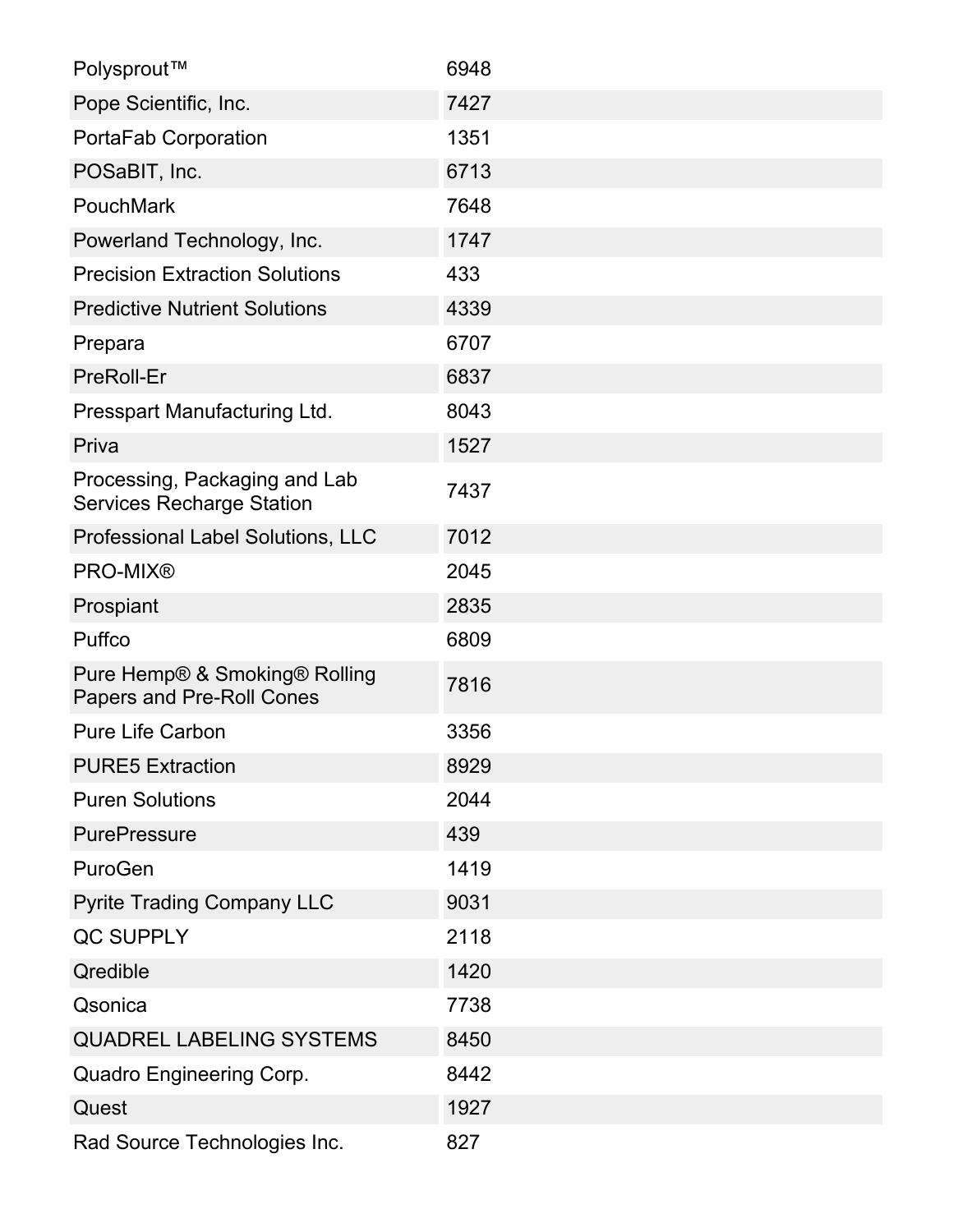| | |
|---|---|
| Polysprout™ | 6948 |
| Pope Scientific, Inc. | 7427 |
| PortaFab Corporation | 1351 |
| POSaBIT, Inc. | 6713 |
| PouchMark | 7648 |
| Powerland Technology, Inc. | 1747 |
| Precision Extraction Solutions | 433 |
| Predictive Nutrient Solutions | 4339 |
| Prepara | 6707 |
| PreRoll-Er | 6837 |
| Presspart Manufacturing Ltd. | 8043 |
| Priva | 1527 |
| Processing, Packaging and Lab Services Recharge Station | 7437 |
| Professional Label Solutions, LLC | 7012 |
| PRO-MIX® | 2045 |
| Prospiant | 2835 |
| Puffco | 6809 |
| Pure Hemp® & Smoking® Rolling Papers and Pre-Roll Cones | 7816 |
| Pure Life Carbon | 3356 |
| PURE5 Extraction | 8929 |
| Puren Solutions | 2044 |
| PurePressure | 439 |
| PuroGen | 1419 |
| Pyrite Trading Company LLC | 9031 |
| QC SUPPLY | 2118 |
| Qredible | 1420 |
| Qsonica | 7738 |
| QUADREL LABELING SYSTEMS | 8450 |
| Quadro Engineering Corp. | 8442 |
| Quest | 1927 |
| Rad Source Technologies Inc. | 827 |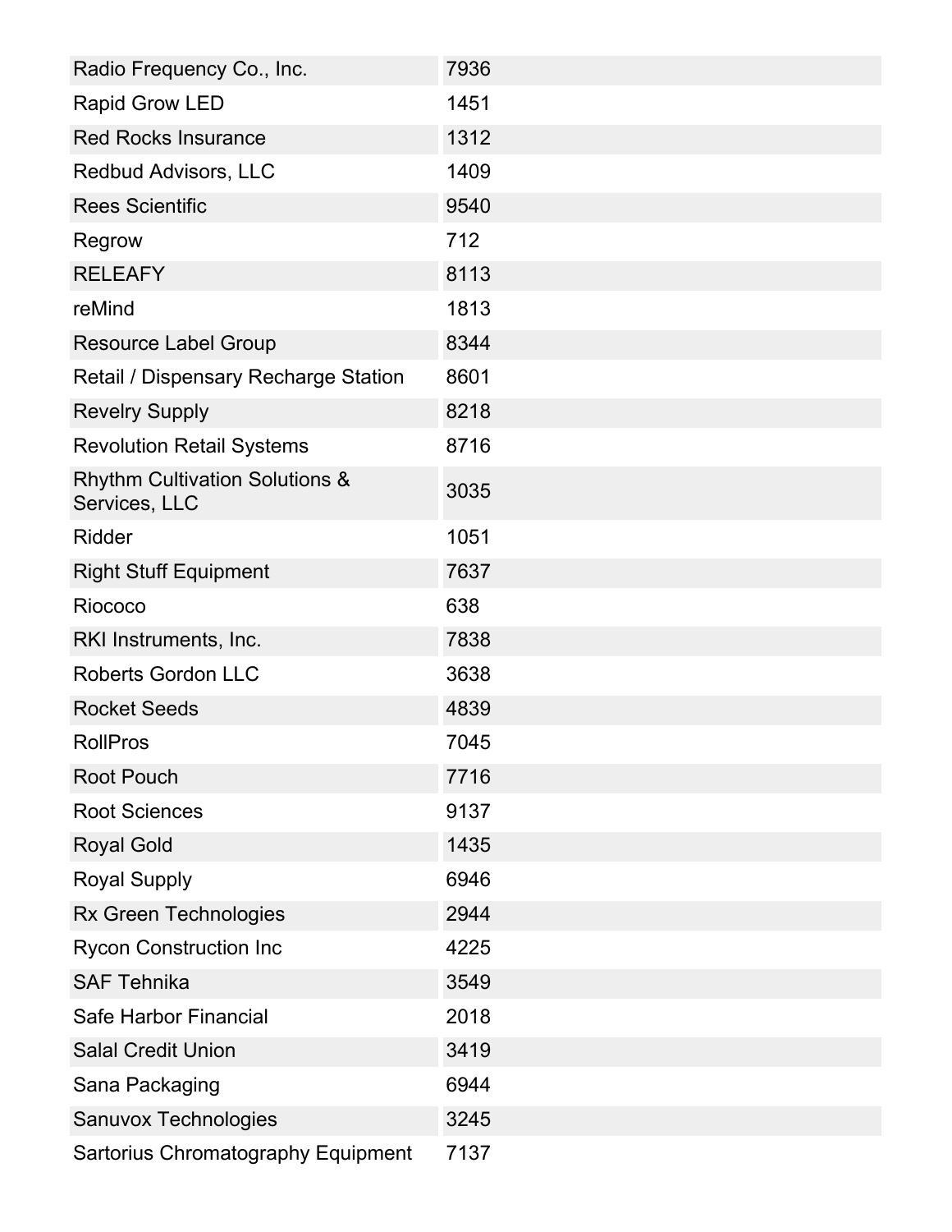| | |
|---|---|
| Radio Frequency Co., Inc. | 7936 |
| Rapid Grow LED | 1451 |
| Red Rocks Insurance | 1312 |
| Redbud Advisors, LLC | 1409 |
| Rees Scientific | 9540 |
| Regrow | 712 |
| RELEAFY | 8113 |
| reMind | 1813 |
| Resource Label Group | 8344 |
| Retail / Dispensary Recharge Station | 8601 |
| Revelry Supply | 8218 |
| Revolution Retail Systems | 8716 |
| Rhythm Cultivation Solutions & Services, LLC | 3035 |
| Ridder | 1051 |
| Right Stuff Equipment | 7637 |
| Riococo | 638 |
| RKI Instruments, Inc. | 7838 |
| Roberts Gordon LLC | 3638 |
| Rocket Seeds | 4839 |
| RollPros | 7045 |
| Root Pouch | 7716 |
| Root Sciences | 9137 |
| Royal Gold | 1435 |
| Royal Supply | 6946 |
| Rx Green Technologies | 2944 |
| Rycon Construction Inc | 4225 |
| SAF Tehnika | 3549 |
| Safe Harbor Financial | 2018 |
| Salal Credit Union | 3419 |
| Sana Packaging | 6944 |
| Sanuvox Technologies | 3245 |
| Sartorius Chromatography Equipment | 7137 |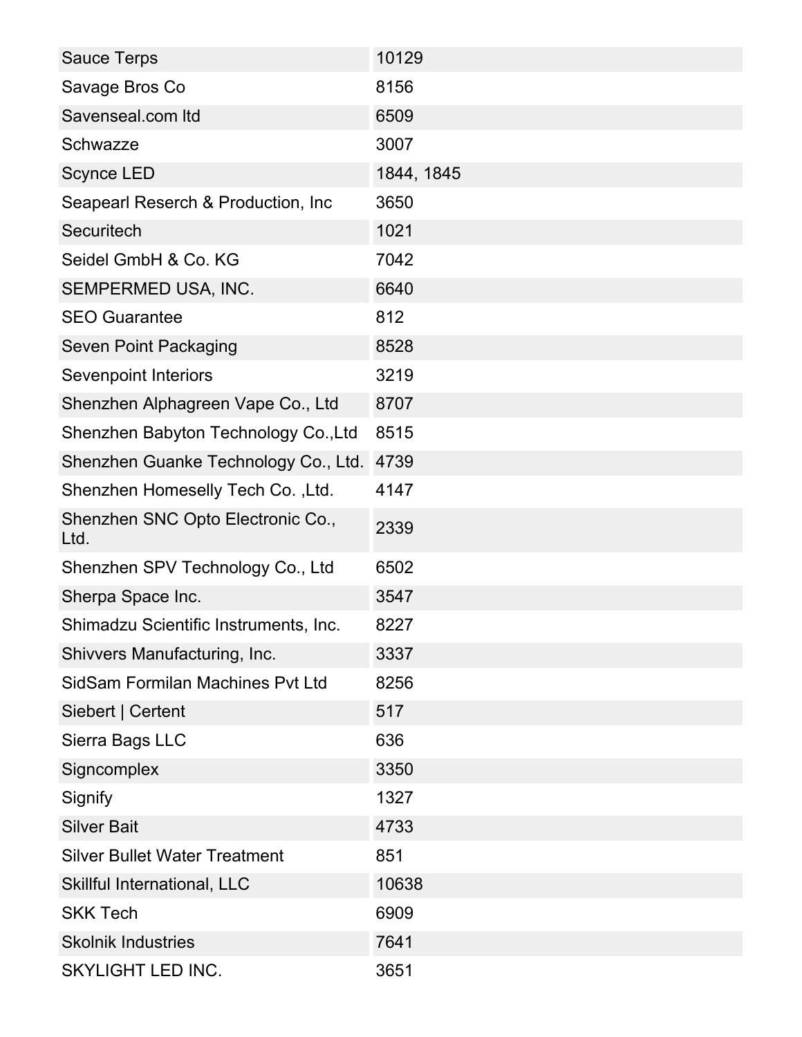| | |
|---|---|
| Sauce Terps | 10129 |
| Savage Bros Co | 8156 |
| Savenseal.com ltd | 6509 |
| Schwazze | 3007 |
| Scynce LED | 1844, 1845 |
| Seapearl Reserch & Production, Inc | 3650 |
| Securitech | 1021 |
| Seidel GmbH & Co. KG | 7042 |
| SEMPERMED USA, INC. | 6640 |
| SEO Guarantee | 812 |
| Seven Point Packaging | 8528 |
| Sevenpoint Interiors | 3219 |
| Shenzhen Alphagreen Vape Co., Ltd | 8707 |
| Shenzhen Babyton Technology Co.,Ltd | 8515 |
| Shenzhen Guanke Technology Co., Ltd. | 4739 |
| Shenzhen Homeselly Tech Co. ,Ltd. | 4147 |
| Shenzhen SNC Opto Electronic Co., Ltd. | 2339 |
| Shenzhen SPV Technology Co., Ltd | 6502 |
| Sherpa Space Inc. | 3547 |
| Shimadzu Scientific Instruments, Inc. | 8227 |
| Shivvers Manufacturing, Inc. | 3337 |
| SidSam Formilan Machines Pvt Ltd | 8256 |
| Siebert \| Certent | 517 |
| Sierra Bags LLC | 636 |
| Signcomplex | 3350 |
| Signify | 1327 |
| Silver Bait | 4733 |
| Silver Bullet Water Treatment | 851 |
| Skillful International, LLC | 10638 |
| SKK Tech | 6909 |
| Skolnik Industries | 7641 |
| SKYLIGHT LED INC. | 3651 |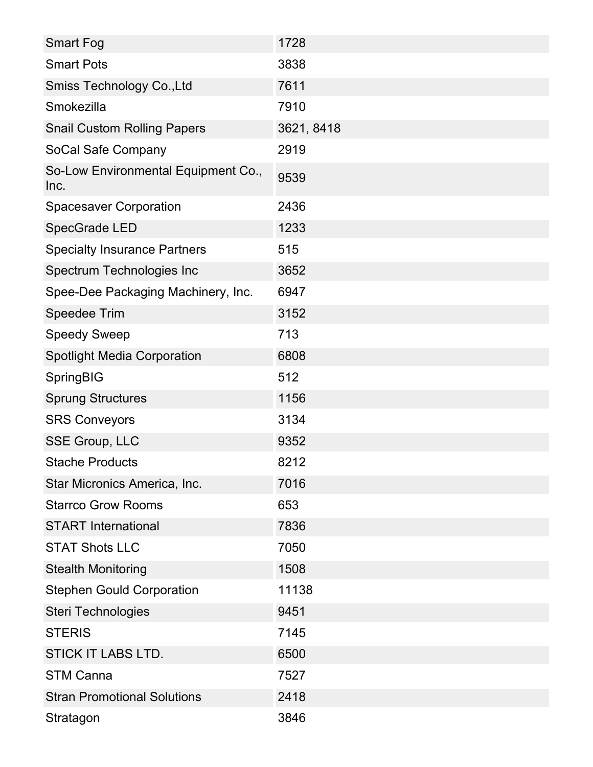| | |
|---|---|
| Smart Fog | 1728 |
| Smart Pots | 3838 |
| Smiss Technology Co.,Ltd | 7611 |
| Smokezilla | 7910 |
| Snail Custom Rolling Papers | 3621, 8418 |
| SoCal Safe Company | 2919 |
| So-Low Environmental Equipment Co., Inc. | 9539 |
| Spacesaver Corporation | 2436 |
| SpecGrade LED | 1233 |
| Specialty Insurance Partners | 515 |
| Spectrum Technologies Inc | 3652 |
| Spee-Dee Packaging Machinery, Inc. | 6947 |
| Speedee Trim | 3152 |
| Speedy Sweep | 713 |
| Spotlight Media Corporation | 6808 |
| SpringBIG | 512 |
| Sprung Structures | 1156 |
| SRS Conveyors | 3134 |
| SSE Group, LLC | 9352 |
| Stache Products | 8212 |
| Star Micronics America, Inc. | 7016 |
| Starrco Grow Rooms | 653 |
| START International | 7836 |
| STAT Shots LLC | 7050 |
| Stealth Monitoring | 1508 |
| Stephen Gould Corporation | 11138 |
| Steri Technologies | 9451 |
| STERIS | 7145 |
| STICK IT LABS LTD. | 6500 |
| STM Canna | 7527 |
| Stran Promotional Solutions | 2418 |
| Stratagon | 3846 |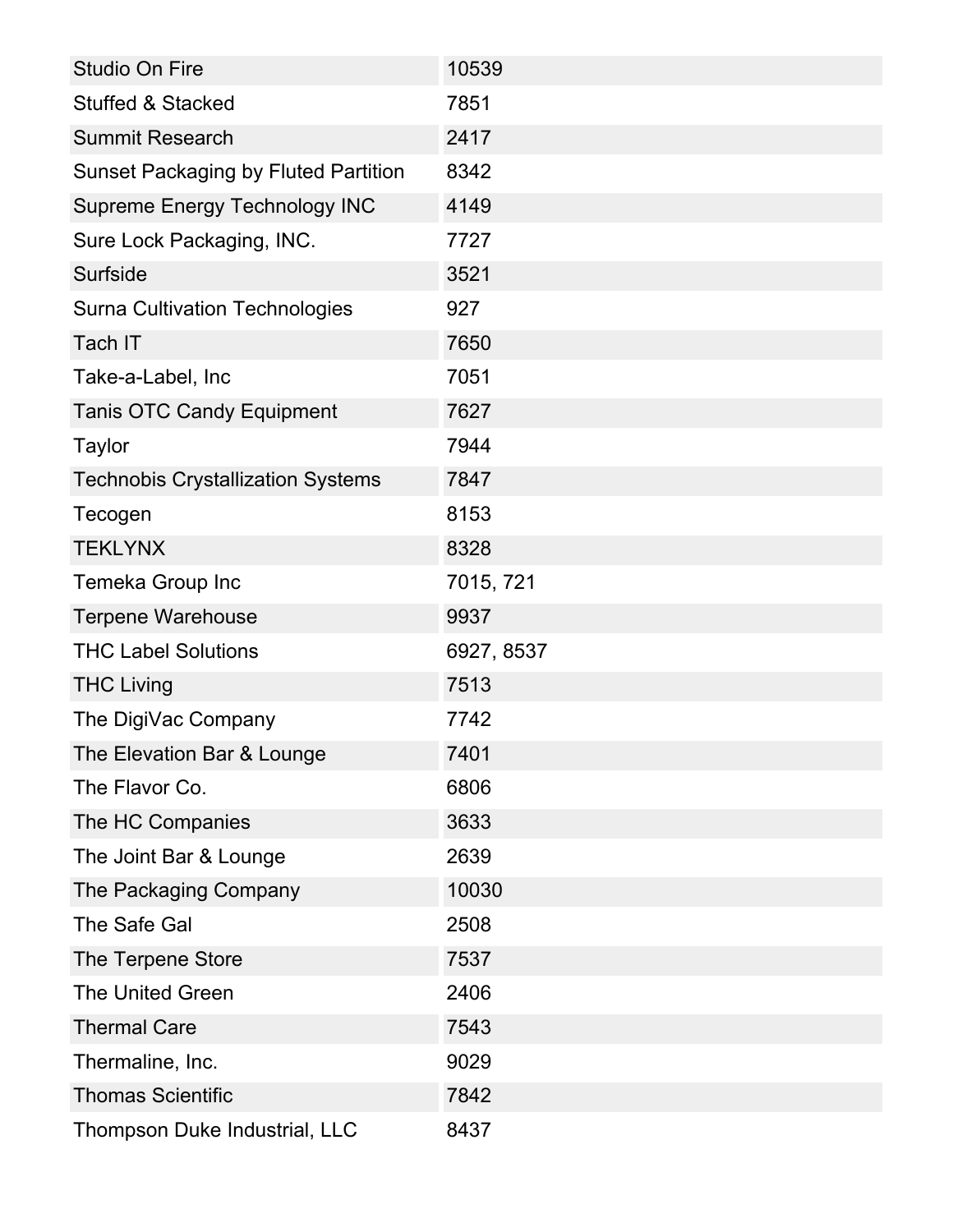| | |
|---|---|
| Studio On Fire | 10539 |
| Stuffed & Stacked | 7851 |
| Summit Research | 2417 |
| Sunset Packaging by Fluted Partition | 8342 |
| Supreme Energy Technology INC | 4149 |
| Sure Lock Packaging, INC. | 7727 |
| Surfside | 3521 |
| Surna Cultivation Technologies | 927 |
| Tach IT | 7650 |
| Take-a-Label, Inc | 7051 |
| Tanis OTC Candy Equipment | 7627 |
| Taylor | 7944 |
| Technobis Crystallization Systems | 7847 |
| Tecogen | 8153 |
| TEKLYNX | 8328 |
| Temeka Group Inc | 7015, 721 |
| Terpene Warehouse | 9937 |
| THC Label Solutions | 6927, 8537 |
| THC Living | 7513 |
| The DigiVac Company | 7742 |
| The Elevation Bar & Lounge | 7401 |
| The Flavor Co. | 6806 |
| The HC Companies | 3633 |
| The Joint Bar & Lounge | 2639 |
| The Packaging Company | 10030 |
| The Safe Gal | 2508 |
| The Terpene Store | 7537 |
| The United Green | 2406 |
| Thermal Care | 7543 |
| Thermaline, Inc. | 9029 |
| Thomas Scientific | 7842 |
| Thompson Duke Industrial, LLC | 8437 |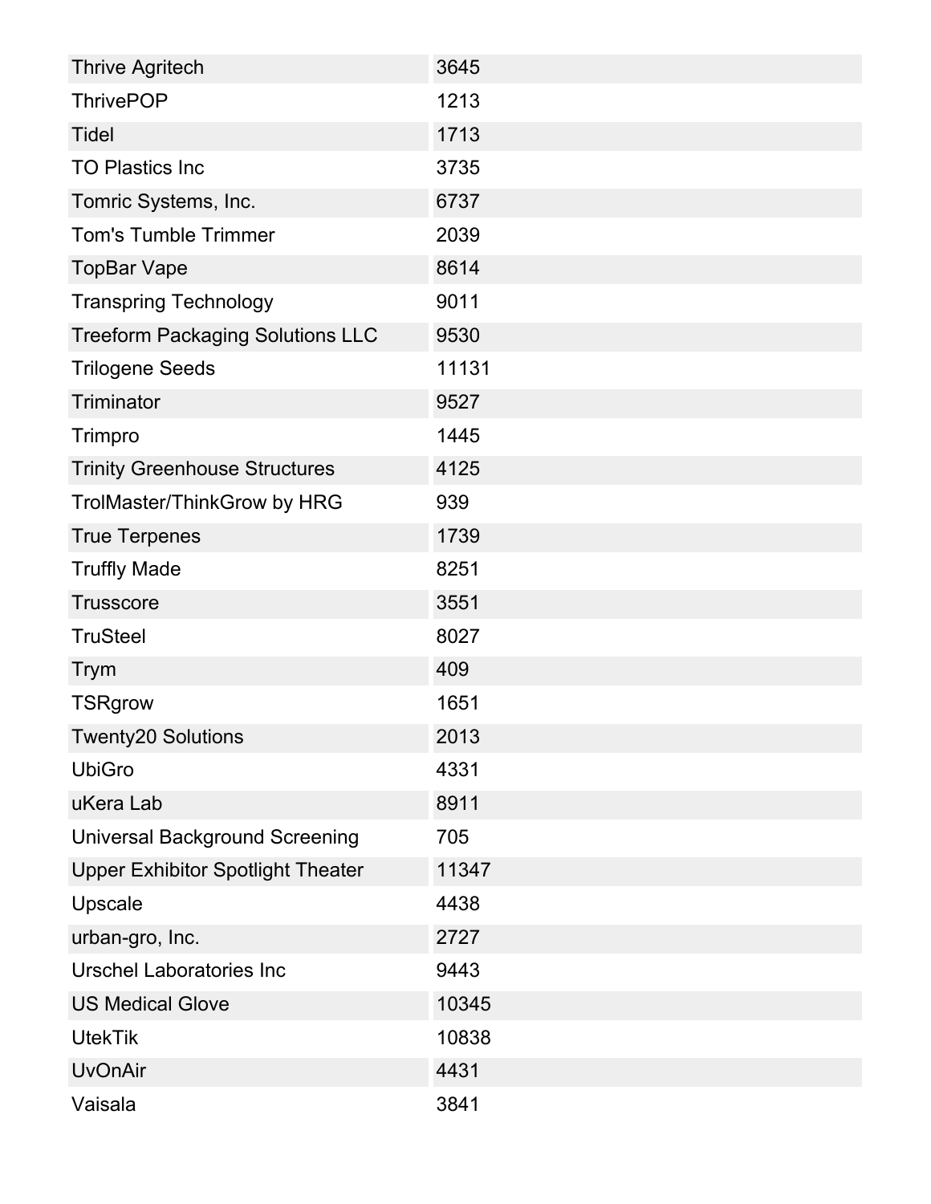| | |
|---|---|
| Thrive Agritech | 3645 |
| ThrivePOP | 1213 |
| Tidel | 1713 |
| TO Plastics Inc | 3735 |
| Tomric Systems, Inc. | 6737 |
| Tom's Tumble Trimmer | 2039 |
| TopBar Vape | 8614 |
| Transpring Technology | 9011 |
| Treeform Packaging Solutions LLC | 9530 |
| Trilogene Seeds | 11131 |
| Triminator | 9527 |
| Trimpro | 1445 |
| Trinity Greenhouse Structures | 4125 |
| TrolMaster/ThinkGrow by HRG | 939 |
| True Terpenes | 1739 |
| Truffly Made | 8251 |
| Trusscore | 3551 |
| TruSteel | 8027 |
| Trym | 409 |
| TSRgrow | 1651 |
| Twenty20 Solutions | 2013 |
| UbiGro | 4331 |
| uKera Lab | 8911 |
| Universal Background Screening | 705 |
| Upper Exhibitor Spotlight Theater | 11347 |
| Upscale | 4438 |
| urban-gro, Inc. | 2727 |
| Urschel Laboratories Inc | 9443 |
| US Medical Glove | 10345 |
| UtekTik | 10838 |
| UvOnAir | 4431 |
| Vaisala | 3841 |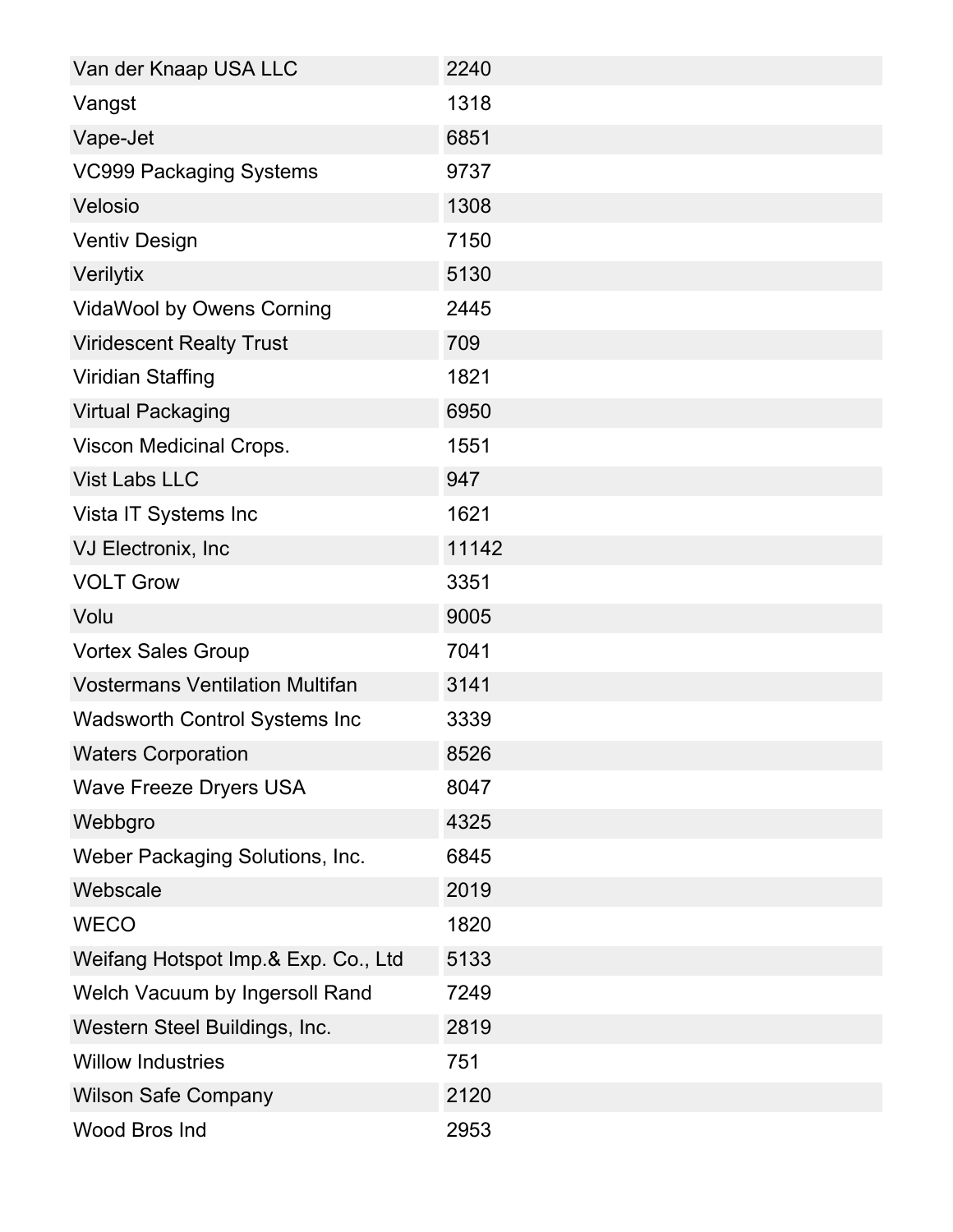| | |
|---|---|
| Van der Knaap USA LLC | 2240 |
| Vangst | 1318 |
| Vape-Jet | 6851 |
| VC999 Packaging Systems | 9737 |
| Velosio | 1308 |
| Ventiv Design | 7150 |
| Verilytix | 5130 |
| VidaWool by Owens Corning | 2445 |
| Viridescent Realty Trust | 709 |
| Viridian Staffing | 1821 |
| Virtual Packaging | 6950 |
| Viscon Medicinal Crops. | 1551 |
| Vist Labs LLC | 947 |
| Vista IT Systems Inc | 1621 |
| VJ Electronix, Inc | 11142 |
| VOLT Grow | 3351 |
| Volu | 9005 |
| Vortex Sales Group | 7041 |
| Vostermans Ventilation Multifan | 3141 |
| Wadsworth Control Systems Inc | 3339 |
| Waters Corporation | 8526 |
| Wave Freeze Dryers USA | 8047 |
| Webbgro | 4325 |
| Weber Packaging Solutions, Inc. | 6845 |
| Webscale | 2019 |
| WECO | 1820 |
| Weifang Hotspot Imp.& Exp. Co., Ltd | 5133 |
| Welch Vacuum by Ingersoll Rand | 7249 |
| Western Steel Buildings, Inc. | 2819 |
| Willow Industries | 751 |
| Wilson Safe Company | 2120 |
| Wood Bros Ind | 2953 |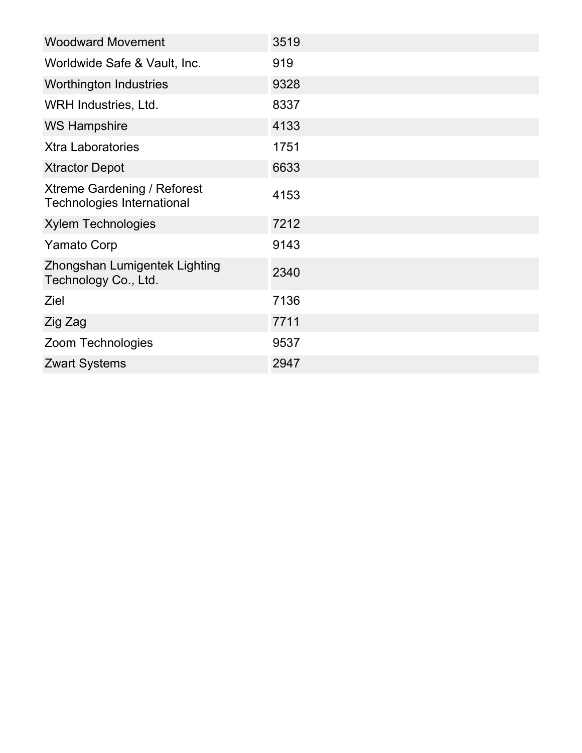| | |
|---|---|
| Woodward Movement | 3519 |
| Worldwide Safe & Vault, Inc. | 919 |
| Worthington Industries | 9328 |
| WRH Industries, Ltd. | 8337 |
| WS Hampshire | 4133 |
| Xtra Laboratories | 1751 |
| Xtractor Depot | 6633 |
| Xtreme Gardening / Reforest Technologies International | 4153 |
| Xylem Technologies | 7212 |
| Yamato Corp | 9143 |
| Zhongshan Lumigentek Lighting Technology Co., Ltd. | 2340 |
| Ziel | 7136 |
| Zig Zag | 7711 |
| Zoom Technologies | 9537 |
| Zwart Systems | 2947 |